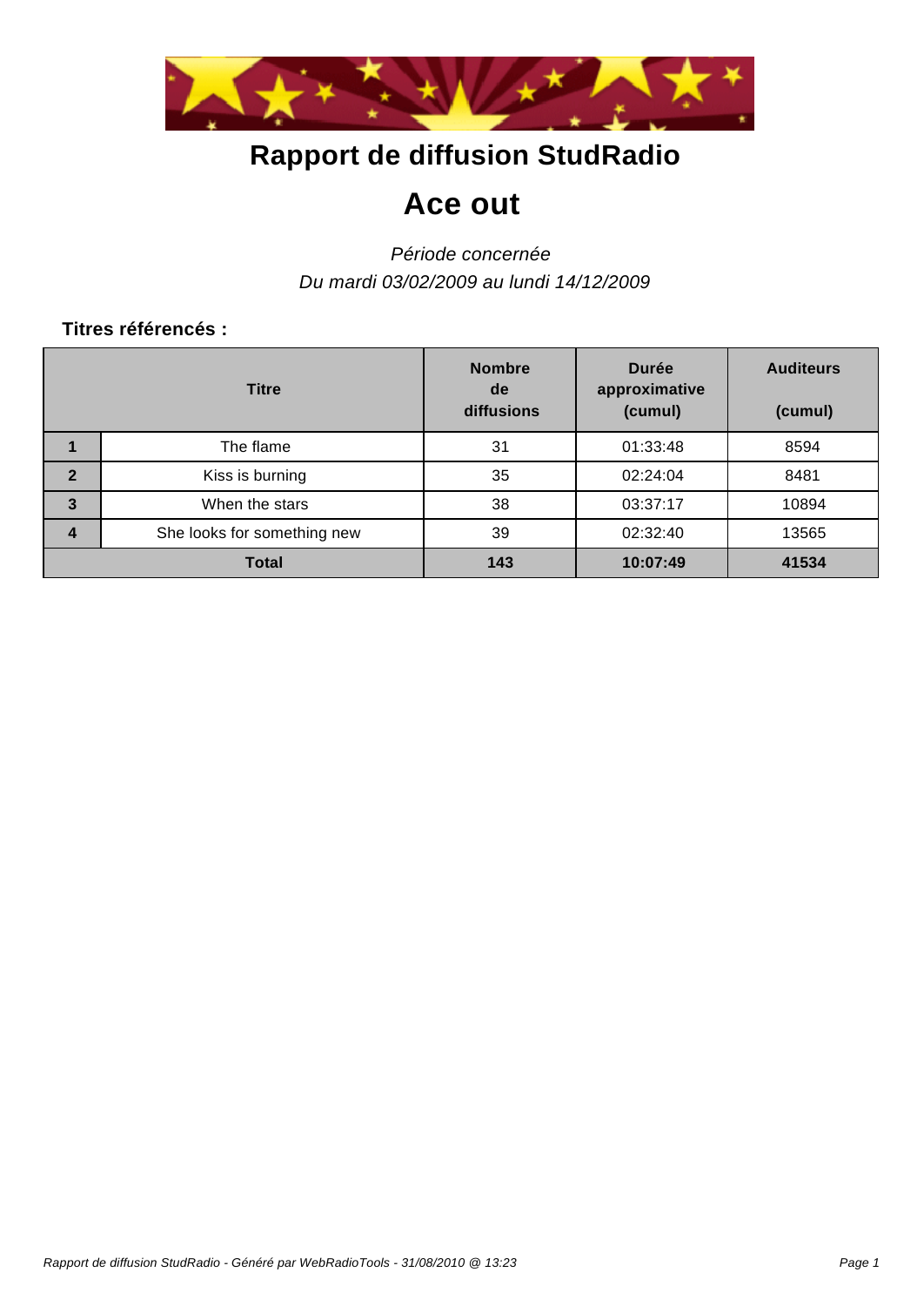# Rapport de diffusion StudRadio

# Ace out

*Période concernée*
*Du mardi 03/02/2009 au lundi 14/12/2009*

**Titres référencés :**

| | Titre | Nombre de diffusions | Durée approximative (cumul) | Auditeurs (cumul) |
|---|---|---|---|---|
| **1** | The flame | 31 | 01:33:48 | 8594 |
| **2** | Kiss is burning | 35 | 02:24:04 | 8481 |
| **3** | When the stars | 38 | 03:37:17 | 10894 |
| **4** | She looks for something new | 39 | 02:32:40 | 13565 |
| **Total** | | **143** | **10:07:49** | **41534** |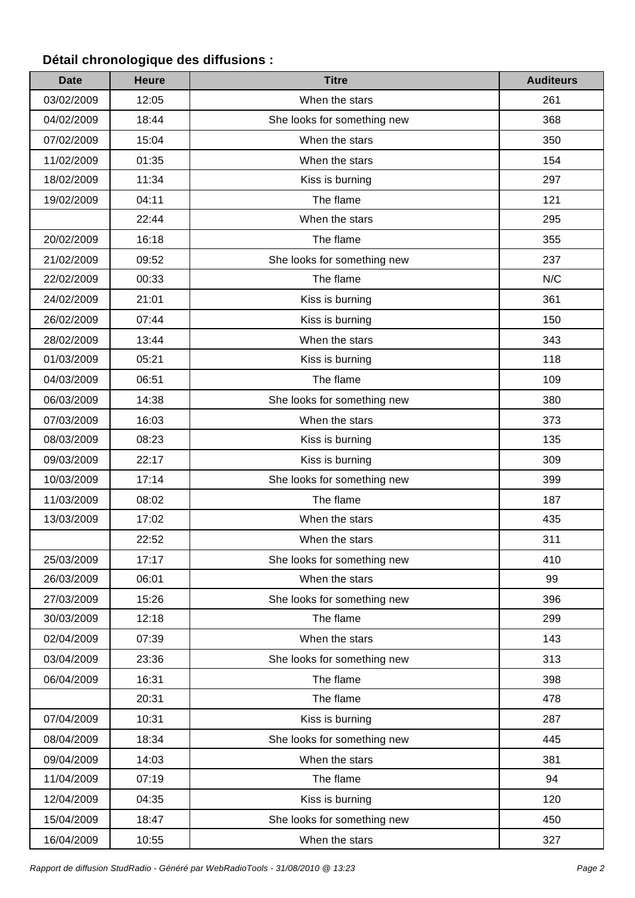### Détail chronologique des diffusions :

| Date | Heure | Titre | Auditeurs |
|---|---|---|---|
| 03/02/2009 | 12:05 | When the stars | 261 |
| 04/02/2009 | 18:44 | She looks for something new | 368 |
| 07/02/2009 | 15:04 | When the stars | 350 |
| 11/02/2009 | 01:35 | When the stars | 154 |
| 18/02/2009 | 11:34 | Kiss is burning | 297 |
| 19/02/2009 | 04:11 | The flame | 121 |
| | 22:44 | When the stars | 295 |
| 20/02/2009 | 16:18 | The flame | 355 |
| 21/02/2009 | 09:52 | She looks for something new | 237 |
| 22/02/2009 | 00:33 | The flame | N/C |
| 24/02/2009 | 21:01 | Kiss is burning | 361 |
| 26/02/2009 | 07:44 | Kiss is burning | 150 |
| 28/02/2009 | 13:44 | When the stars | 343 |
| 01/03/2009 | 05:21 | Kiss is burning | 118 |
| 04/03/2009 | 06:51 | The flame | 109 |
| 06/03/2009 | 14:38 | She looks for something new | 380 |
| 07/03/2009 | 16:03 | When the stars | 373 |
| 08/03/2009 | 08:23 | Kiss is burning | 135 |
| 09/03/2009 | 22:17 | Kiss is burning | 309 |
| 10/03/2009 | 17:14 | She looks for something new | 399 |
| 11/03/2009 | 08:02 | The flame | 187 |
| 13/03/2009 | 17:02 | When the stars | 435 |
| | 22:52 | When the stars | 311 |
| 25/03/2009 | 17:17 | She looks for something new | 410 |
| 26/03/2009 | 06:01 | When the stars | 99 |
| 27/03/2009 | 15:26 | She looks for something new | 396 |
| 30/03/2009 | 12:18 | The flame | 299 |
| 02/04/2009 | 07:39 | When the stars | 143 |
| 03/04/2009 | 23:36 | She looks for something new | 313 |
| 06/04/2009 | 16:31 | The flame | 398 |
| | 20:31 | The flame | 478 |
| 07/04/2009 | 10:31 | Kiss is burning | 287 |
| 08/04/2009 | 18:34 | She looks for something new | 445 |
| 09/04/2009 | 14:03 | When the stars | 381 |
| 11/04/2009 | 07:19 | The flame | 94 |
| 12/04/2009 | 04:35 | Kiss is burning | 120 |
| 15/04/2009 | 18:47 | She looks for something new | 450 |
| 16/04/2009 | 10:55 | When the stars | 327 |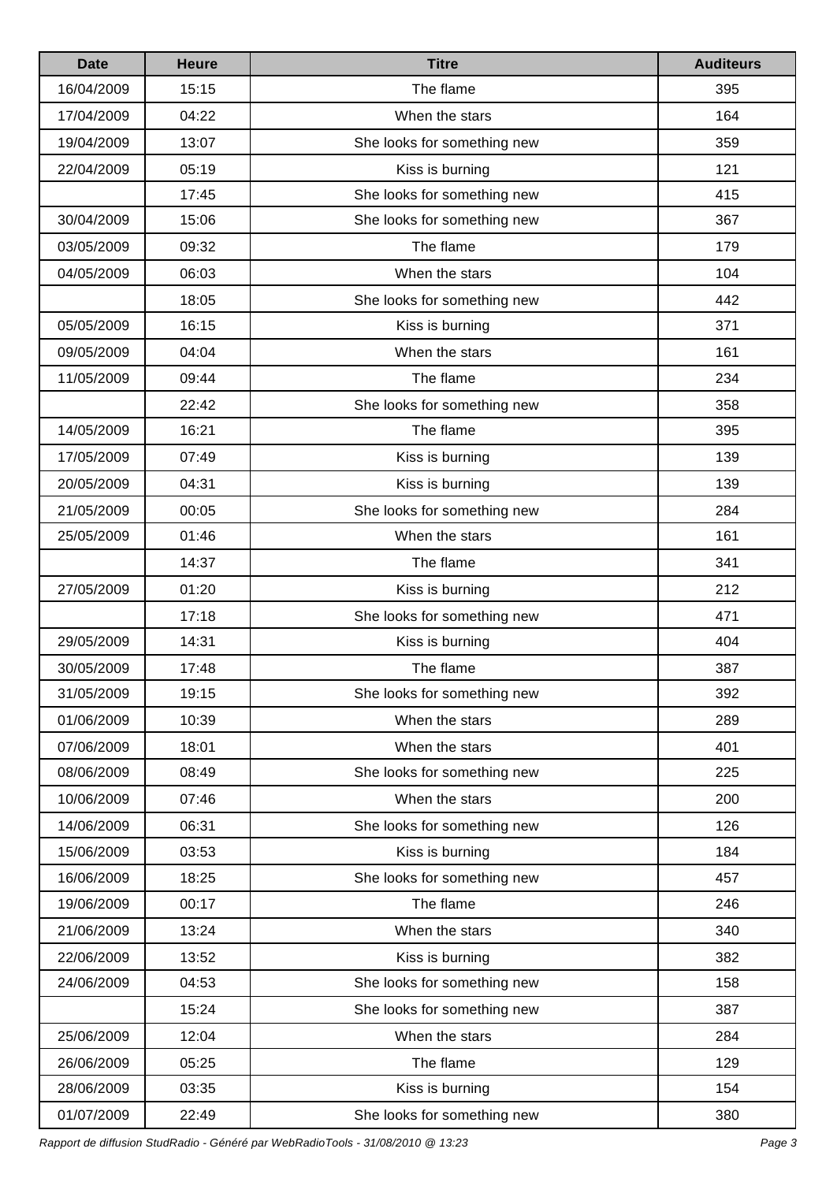| Date | Heure | Titre | Auditeurs |
| --- | --- | --- | --- |
| 16/04/2009 | 15:15 | The flame | 395 |
| 17/04/2009 | 04:22 | When the stars | 164 |
| 19/04/2009 | 13:07 | She looks for something new | 359 |
| 22/04/2009 | 05:19 | Kiss is burning | 121 |
| | 17:45 | She looks for something new | 415 |
| 30/04/2009 | 15:06 | She looks for something new | 367 |
| 03/05/2009 | 09:32 | The flame | 179 |
| 04/05/2009 | 06:03 | When the stars | 104 |
| | 18:05 | She looks for something new | 442 |
| 05/05/2009 | 16:15 | Kiss is burning | 371 |
| 09/05/2009 | 04:04 | When the stars | 161 |
| 11/05/2009 | 09:44 | The flame | 234 |
| | 22:42 | She looks for something new | 358 |
| 14/05/2009 | 16:21 | The flame | 395 |
| 17/05/2009 | 07:49 | Kiss is burning | 139 |
| 20/05/2009 | 04:31 | Kiss is burning | 139 |
| 21/05/2009 | 00:05 | She looks for something new | 284 |
| 25/05/2009 | 01:46 | When the stars | 161 |
| | 14:37 | The flame | 341 |
| 27/05/2009 | 01:20 | Kiss is burning | 212 |
| | 17:18 | She looks for something new | 471 |
| 29/05/2009 | 14:31 | Kiss is burning | 404 |
| 30/05/2009 | 17:48 | The flame | 387 |
| 31/05/2009 | 19:15 | She looks for something new | 392 |
| 01/06/2009 | 10:39 | When the stars | 289 |
| 07/06/2009 | 18:01 | When the stars | 401 |
| 08/06/2009 | 08:49 | She looks for something new | 225 |
| 10/06/2009 | 07:46 | When the stars | 200 |
| 14/06/2009 | 06:31 | She looks for something new | 126 |
| 15/06/2009 | 03:53 | Kiss is burning | 184 |
| 16/06/2009 | 18:25 | She looks for something new | 457 |
| 19/06/2009 | 00:17 | The flame | 246 |
| 21/06/2009 | 13:24 | When the stars | 340 |
| 22/06/2009 | 13:52 | Kiss is burning | 382 |
| 24/06/2009 | 04:53 | She looks for something new | 158 |
| | 15:24 | She looks for something new | 387 |
| 25/06/2009 | 12:04 | When the stars | 284 |
| 26/06/2009 | 05:25 | The flame | 129 |
| 28/06/2009 | 03:35 | Kiss is burning | 154 |
| 01/07/2009 | 22:49 | She looks for something new | 380 |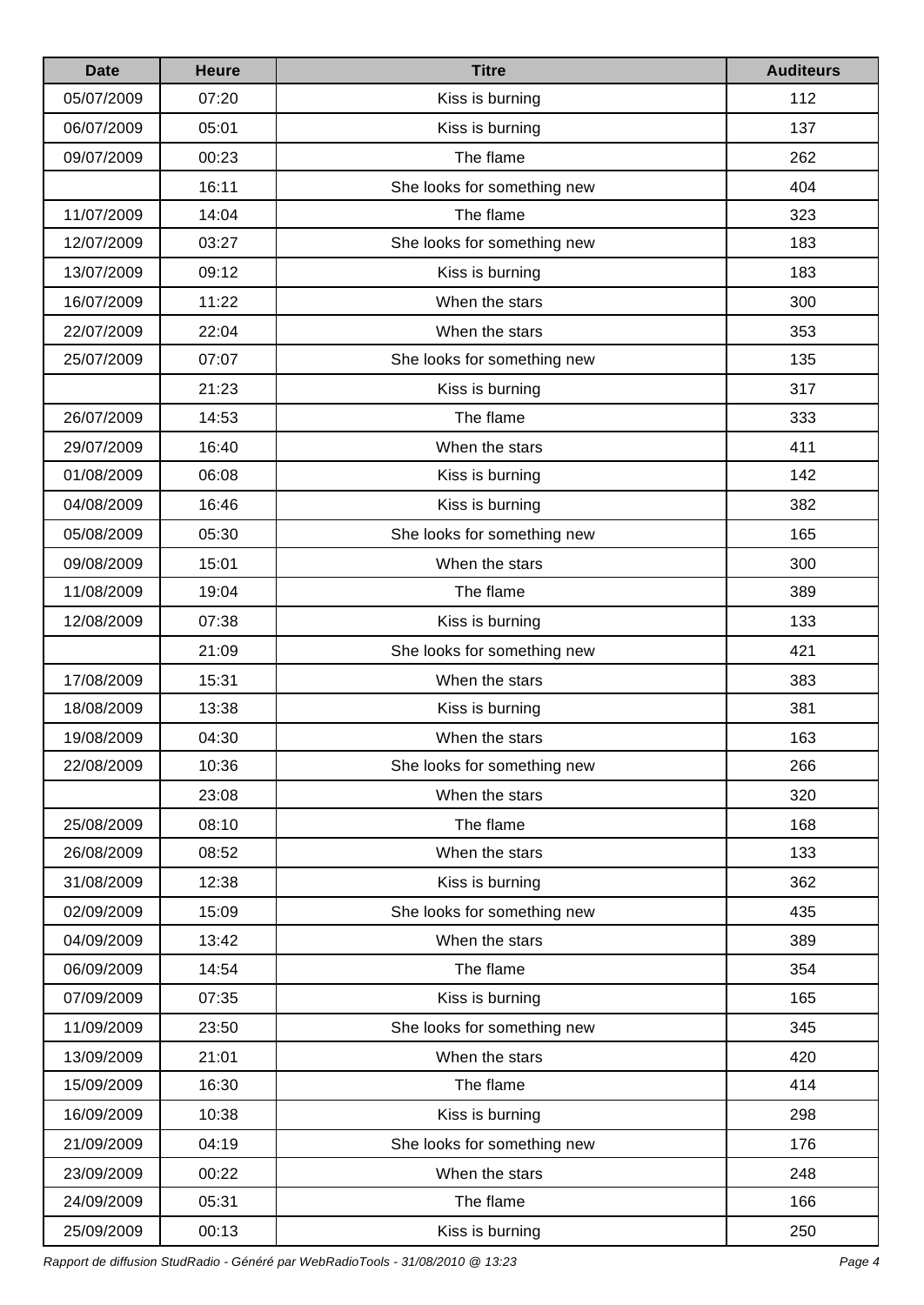| Date | Heure | Titre | Auditeurs |
|---|---|---|---|
| 05/07/2009 | 07:20 | Kiss is burning | 112 |
| 06/07/2009 | 05:01 | Kiss is burning | 137 |
| 09/07/2009 | 00:23 | The flame | 262 |
| | 16:11 | She looks for something new | 404 |
| 11/07/2009 | 14:04 | The flame | 323 |
| 12/07/2009 | 03:27 | She looks for something new | 183 |
| 13/07/2009 | 09:12 | Kiss is burning | 183 |
| 16/07/2009 | 11:22 | When the stars | 300 |
| 22/07/2009 | 22:04 | When the stars | 353 |
| 25/07/2009 | 07:07 | She looks for something new | 135 |
| | 21:23 | Kiss is burning | 317 |
| 26/07/2009 | 14:53 | The flame | 333 |
| 29/07/2009 | 16:40 | When the stars | 411 |
| 01/08/2009 | 06:08 | Kiss is burning | 142 |
| 04/08/2009 | 16:46 | Kiss is burning | 382 |
| 05/08/2009 | 05:30 | She looks for something new | 165 |
| 09/08/2009 | 15:01 | When the stars | 300 |
| 11/08/2009 | 19:04 | The flame | 389 |
| 12/08/2009 | 07:38 | Kiss is burning | 133 |
| | 21:09 | She looks for something new | 421 |
| 17/08/2009 | 15:31 | When the stars | 383 |
| 18/08/2009 | 13:38 | Kiss is burning | 381 |
| 19/08/2009 | 04:30 | When the stars | 163 |
| 22/08/2009 | 10:36 | She looks for something new | 266 |
| | 23:08 | When the stars | 320 |
| 25/08/2009 | 08:10 | The flame | 168 |
| 26/08/2009 | 08:52 | When the stars | 133 |
| 31/08/2009 | 12:38 | Kiss is burning | 362 |
| 02/09/2009 | 15:09 | She looks for something new | 435 |
| 04/09/2009 | 13:42 | When the stars | 389 |
| 06/09/2009 | 14:54 | The flame | 354 |
| 07/09/2009 | 07:35 | Kiss is burning | 165 |
| 11/09/2009 | 23:50 | She looks for something new | 345 |
| 13/09/2009 | 21:01 | When the stars | 420 |
| 15/09/2009 | 16:30 | The flame | 414 |
| 16/09/2009 | 10:38 | Kiss is burning | 298 |
| 21/09/2009 | 04:19 | She looks for something new | 176 |
| 23/09/2009 | 00:22 | When the stars | 248 |
| 24/09/2009 | 05:31 | The flame | 166 |
| 25/09/2009 | 00:13 | Kiss is burning | 250 |

*Rapport de diffusion StudRadio - Généré par WebRadioTools - 31/08/2010 @ 13:23*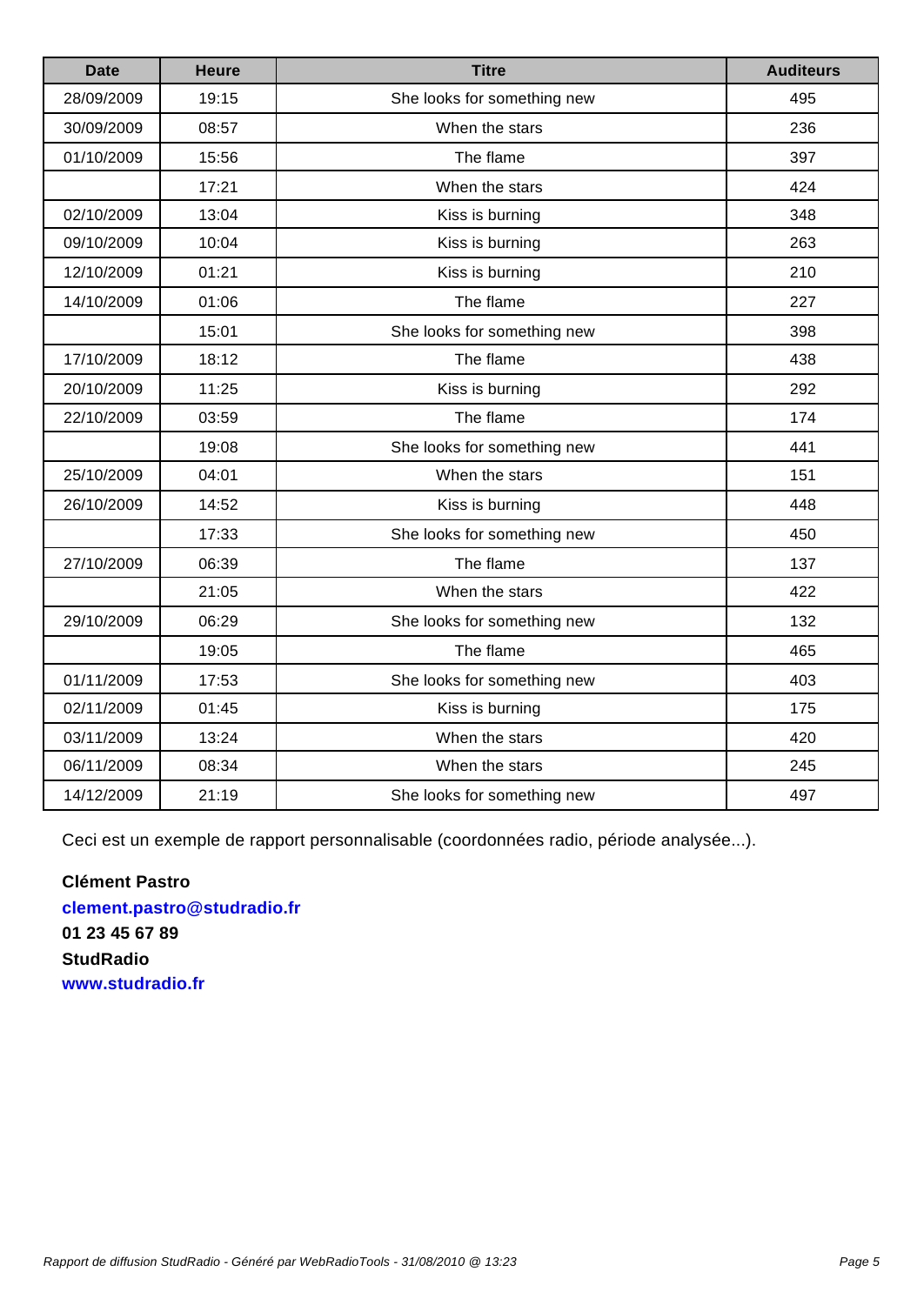| Date | Heure | Titre | Auditeurs |
|---|---|---|---|
| 28/09/2009 | 19:15 | She looks for something new | 495 |
| 30/09/2009 | 08:57 | When the stars | 236 |
| 01/10/2009 | 15:56 | The flame | 397 |
| | 17:21 | When the stars | 424 |
| 02/10/2009 | 13:04 | Kiss is burning | 348 |
| 09/10/2009 | 10:04 | Kiss is burning | 263 |
| 12/10/2009 | 01:21 | Kiss is burning | 210 |
| 14/10/2009 | 01:06 | The flame | 227 |
| | 15:01 | She looks for something new | 398 |
| 17/10/2009 | 18:12 | The flame | 438 |
| 20/10/2009 | 11:25 | Kiss is burning | 292 |
| 22/10/2009 | 03:59 | The flame | 174 |
| | 19:08 | She looks for something new | 441 |
| 25/10/2009 | 04:01 | When the stars | 151 |
| 26/10/2009 | 14:52 | Kiss is burning | 448 |
| | 17:33 | She looks for something new | 450 |
| 27/10/2009 | 06:39 | The flame | 137 |
| | 21:05 | When the stars | 422 |
| 29/10/2009 | 06:29 | She looks for something new | 132 |
| | 19:05 | The flame | 465 |
| 01/11/2009 | 17:53 | She looks for something new | 403 |
| 02/11/2009 | 01:45 | Kiss is burning | 175 |
| 03/11/2009 | 13:24 | When the stars | 420 |
| 06/11/2009 | 08:34 | When the stars | 245 |
| 14/12/2009 | 21:19 | She looks for something new | 497 |

Ceci est un exemple de rapport personnalisable (coordonnées radio, période analysée...).

**Clément Pastro**
**clement.pastro@studradio.fr**
**01 23 45 67 89**
**StudRadio**
**www.studradio.fr**